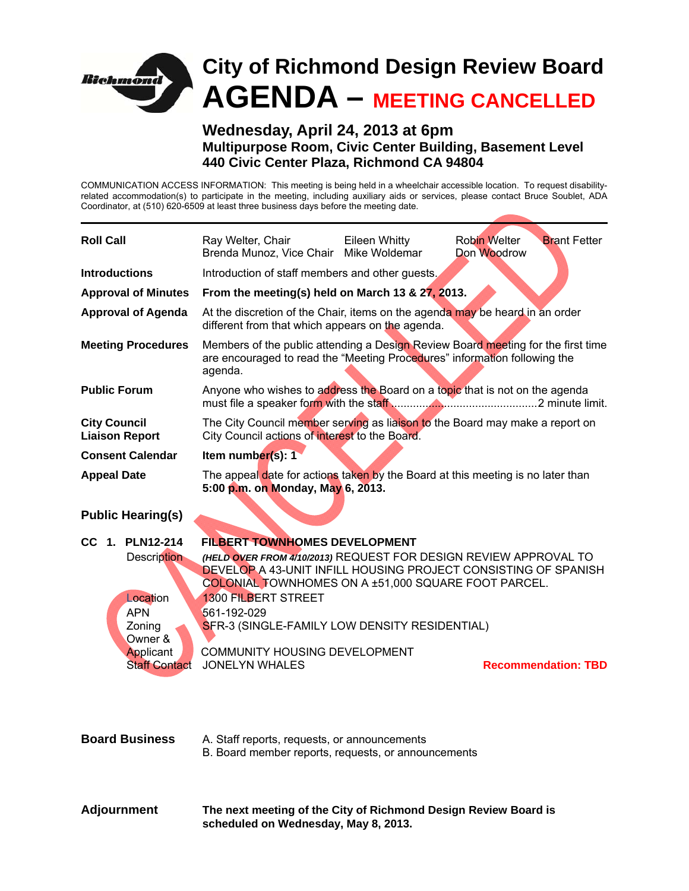# City of Richmond Design Review Board
# AGENDA – MEETING CANCELLED

### Wednesday, April 24, 2013 at 6pm
**Multipurpose Room, Civic Center Building, Basement Level**
**440 Civic Center Plaza, Richmond CA 94804**

COMMUNICATION ACCESS INFORMATION: This meeting is being held in a wheelchair accessible location. To request disability-related accommodation(s) to participate in the meeting, including auxiliary aids or services, please contact Bruce Soublet, ADA Coordinator, at (510) 620-6509 at least three business days before the meeting date.

CANCELLED

---

**Roll Call** — Ray Welter, Chair; Brenda Munoz, Vice Chair; Eileen Whitty; Mike Woldemar; Robin Welter; Don Woodrow; Brant Fetter

**Introductions** — Introduction of staff members and other guests.

**Approval of Minutes** — **From the meeting(s) held on March 13 & 27, 2013.**

**Approval of Agenda** — At the discretion of the Chair, items on the agenda may be heard in an order different from that which appears on the agenda.

**Meeting Procedures** — Members of the public attending a Design Review Board meeting for the first time are encouraged to read the "Meeting Procedures" information following the agenda.

**Public Forum** — Anyone who wishes to address the Board on a topic that is not on the agenda must file a speaker form with the staff ............................................2 minute limit.

**City Council Liaison Report** — The City Council member serving as liaison to the Board may make a report on City Council actions of interest to the Board.

**Consent Calendar** — **Item number(s): 1**

**Appeal Date** — The appeal date for actions taken by the Board at this meeting is no later than **5:00 p.m. on Monday, May 6, 2013.**

## Public Hearing(s)

**CC 1. PLN12-214 — FILBERT TOWNHOMES DEVELOPMENT**

- **Description:** ***(HELD OVER FROM 4/10/2013)*** REQUEST FOR DESIGN REVIEW APPROVAL TO DEVELOP A 43-UNIT INFILL HOUSING PROJECT CONSISTING OF SPANISH COLONIAL TOWNHOMES ON A ±51,000 SQUARE FOOT PARCEL.
- **Location:** 1300 FILBERT STREET
- **APN:** 561-192-029
- **Zoning:** SFR-3 (SINGLE-FAMILY LOW DENSITY RESIDENTIAL)
- **Owner & Applicant:** COMMUNITY HOUSING DEVELOPMENT
- **Staff Contact:** JONELYN WHALES

**Recommendation: TBD**

**Board Business**

A. Staff reports, requests, or announcements
B. Board member reports, requests, or announcements

**Adjournment** — **The next meeting of the City of Richmond Design Review Board is scheduled on Wednesday, May 8, 2013.**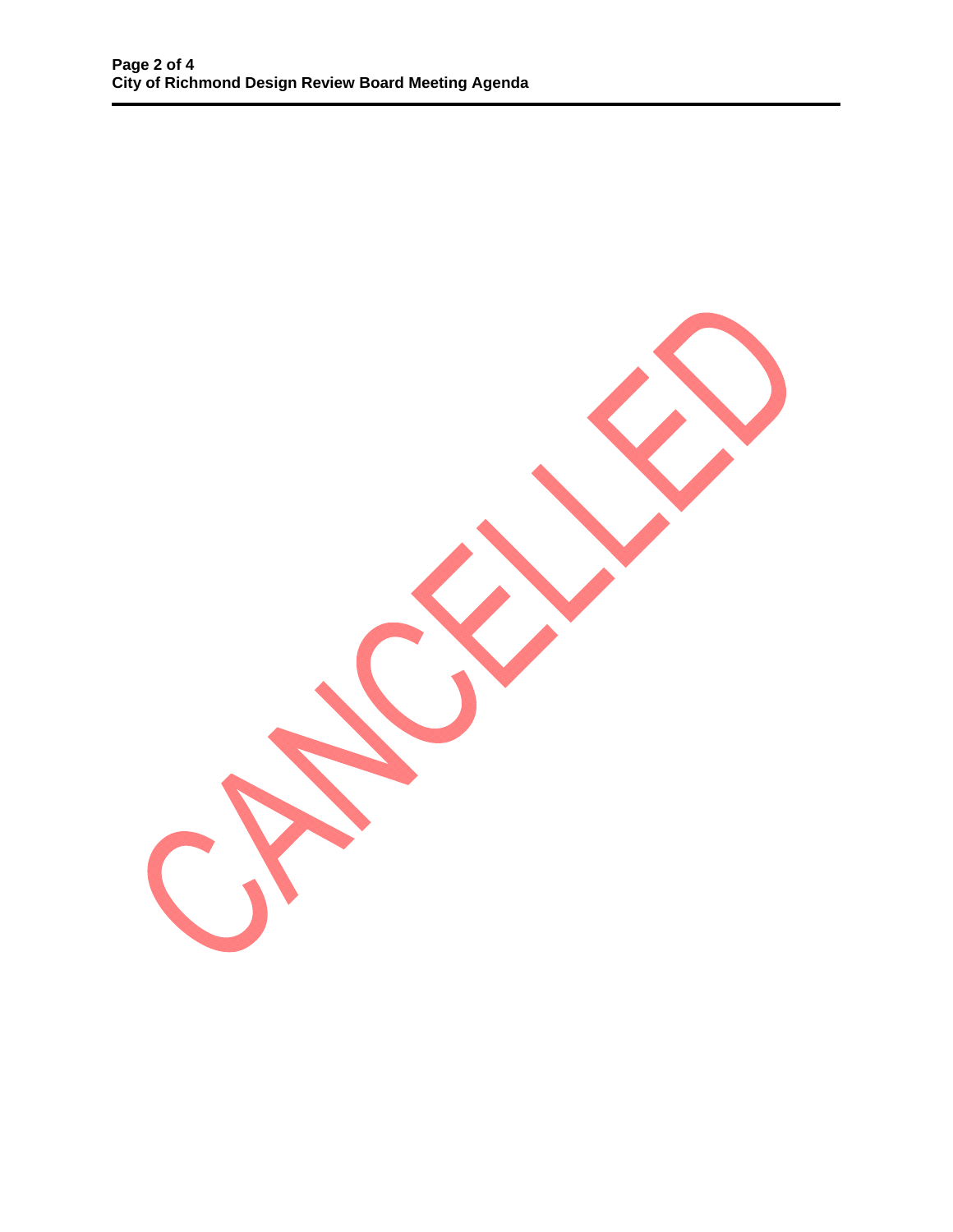CANCELLED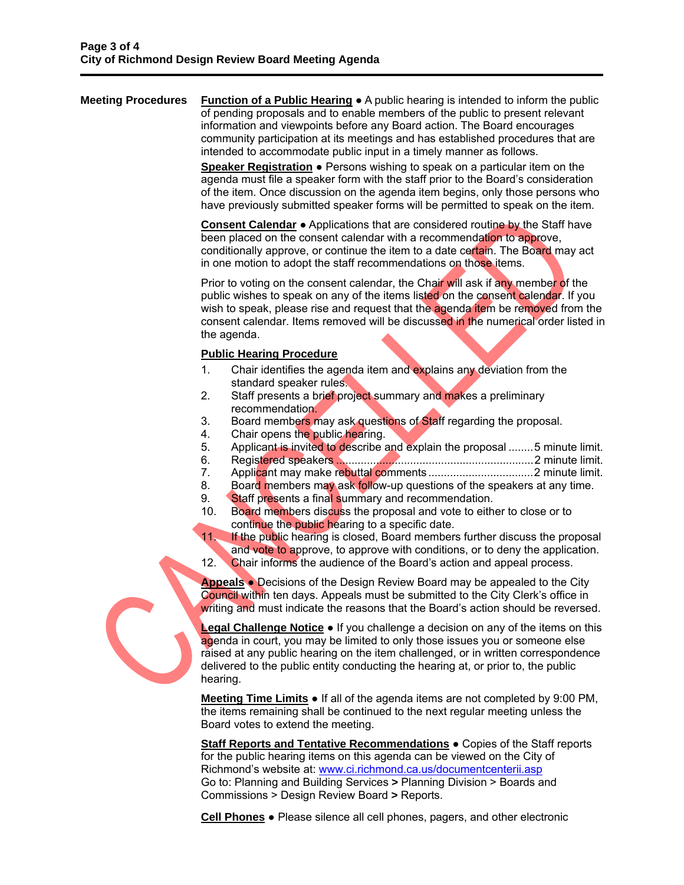## Meeting Procedures

**Function of a Public Hearing** ● A public hearing is intended to inform the public of pending proposals and to enable members of the public to present relevant information and viewpoints before any Board action. The Board encourages community participation at its meetings and has established procedures that are intended to accommodate public input in a timely manner as follows.

**Speaker Registration** ● Persons wishing to speak on a particular item on the agenda must file a speaker form with the staff prior to the Board's consideration of the item. Once discussion on the agenda item begins, only those persons who have previously submitted speaker forms will be permitted to speak on the item.

**Consent Calendar** ● Applications that are considered routine by the Staff have been placed on the consent calendar with a recommendation to approve, conditionally approve, or continue the item to a date certain. The Board may act in one motion to adopt the staff recommendations on those items.

Prior to voting on the consent calendar, the Chair will ask if any member of the public wishes to speak on any of the items listed on the consent calendar. If you wish to speak, please rise and request that the agenda item be removed from the consent calendar. Items removed will be discussed in the numerical order listed in the agenda.

**Public Hearing Procedure**

1. Chair identifies the agenda item and explains any deviation from the standard speaker rules.
2. Staff presents a brief project summary and makes a preliminary recommendation.
3. Board members may ask questions of Staff regarding the proposal.
4. Chair opens the public hearing.
5. Applicant is invited to describe and explain the proposal ........ 5 minute limit.
6. Registered speakers ........ 2 minute limit.
7. Applicant may make rebuttal comments ........ 2 minute limit.
8. Board members may ask follow-up questions of the speakers at any time.
9. Staff presents a final summary and recommendation.
10. Board members discuss the proposal and vote to either to close or to continue the public hearing to a specific date.
11. If the public hearing is closed, Board members further discuss the proposal and vote to approve, to approve with conditions, or to deny the application.
12. Chair informs the audience of the Board's action and appeal process.

**Appeals** ● Decisions of the Design Review Board may be appealed to the City Council within ten days. Appeals must be submitted to the City Clerk's office in writing and must indicate the reasons that the Board's action should be reversed.

**Legal Challenge Notice** ● If you challenge a decision on any of the items on this agenda in court, you may be limited to only those issues you or someone else raised at any public hearing on the item challenged, or in written correspondence delivered to the public entity conducting the hearing at, or prior to, the public hearing.

**Meeting Time Limits** ● If all of the agenda items are not completed by 9:00 PM, the items remaining shall be continued to the next regular meeting unless the Board votes to extend the meeting.

**Staff Reports and Tentative Recommendations** ● Copies of the Staff reports for the public hearing items on this agenda can be viewed on the City of Richmond's website at: www.ci.richmond.ca.us/documentcenterii.asp
Go to: Planning and Building Services **>** Planning Division > Boards and Commissions > Design Review Board **>** Reports.

**Cell Phones** ● Please silence all cell phones, pagers, and other electronic

CANCELLED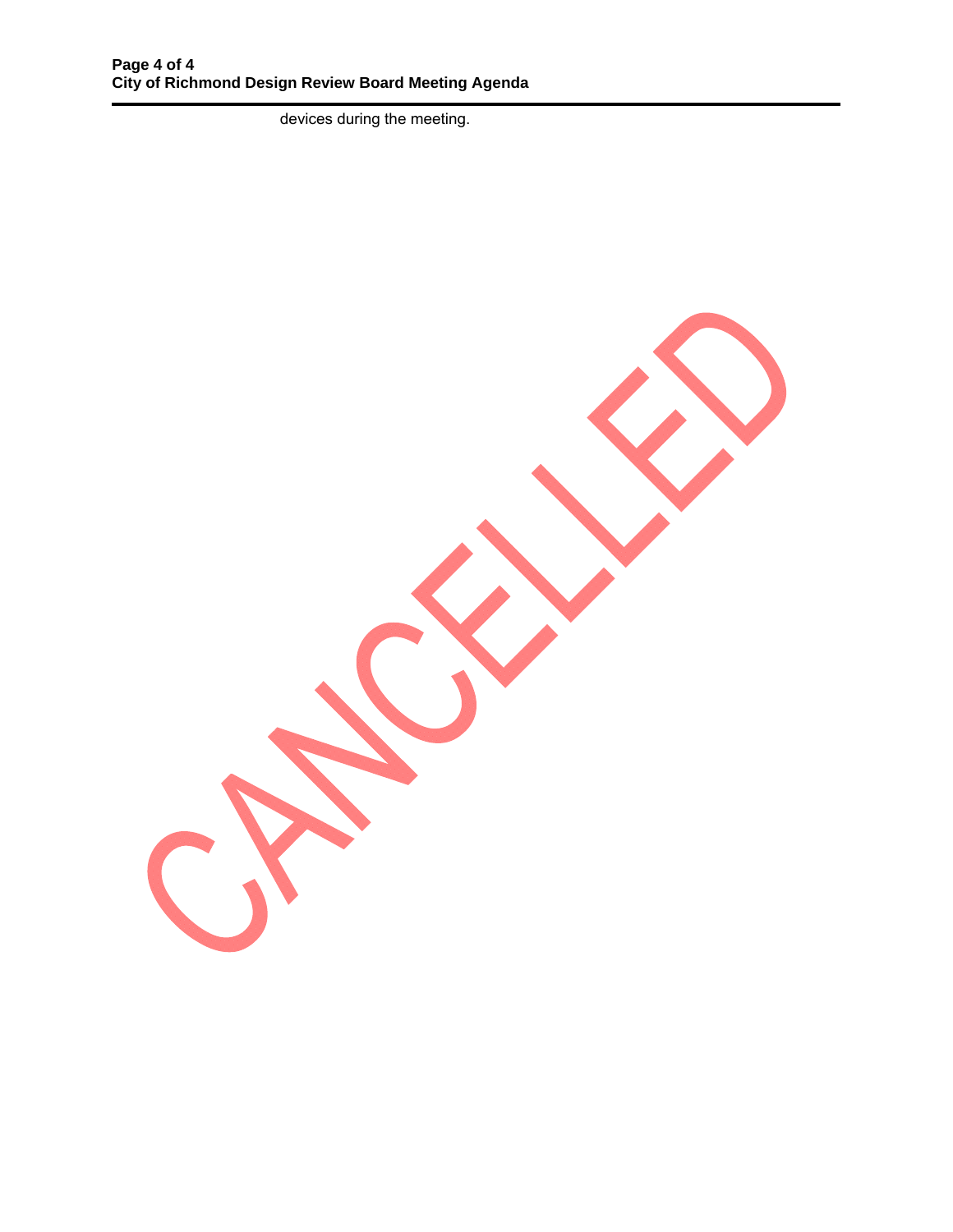devices during the meeting.

CANCELLED